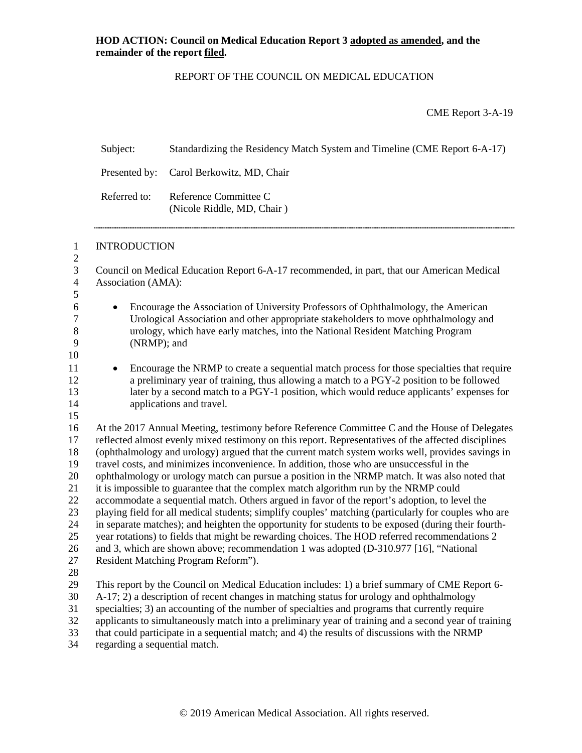**HOD ACTION: Council on Medical Education Report 3 adopted as amended, and the remainder of the report filed.**

REPORT OF THE COUNCIL ON MEDICAL EDUCATION

CME Report 3-A-19

| | |
|---|---|
| Subject: | Standardizing the Residency Match System and Timeline (CME Report 6-A-17) |
| Presented by: | Carol Berkowitz, MD, Chair |
| Referred to: | Reference Committee C<br>(Nicole Riddle, MD, Chair ) |

---

## INTRODUCTION

Council on Medical Education Report 6-A-17 recommended, in part, that our American Medical Association (AMA):

- Encourage the Association of University Professors of Ophthalmology, the American Urological Association and other appropriate stakeholders to move ophthalmology and urology, which have early matches, into the National Resident Matching Program (NRMP); and

- Encourage the NRMP to create a sequential match process for those specialties that require a preliminary year of training, thus allowing a match to a PGY-2 position to be followed later by a second match to a PGY-1 position, which would reduce applicants' expenses for applications and travel.

At the 2017 Annual Meeting, testimony before Reference Committee C and the House of Delegates reflected almost evenly mixed testimony on this report. Representatives of the affected disciplines (ophthalmology and urology) argued that the current match system works well, provides savings in travel costs, and minimizes inconvenience. In addition, those who are unsuccessful in the ophthalmology or urology match can pursue a position in the NRMP match. It was also noted that it is impossible to guarantee that the complex match algorithm run by the NRMP could accommodate a sequential match. Others argued in favor of the report's adoption, to level the playing field for all medical students; simplify couples' matching (particularly for couples who are in separate matches); and heighten the opportunity for students to be exposed (during their fourth-year rotations) to fields that might be rewarding choices. The HOD referred recommendations 2 and 3, which are shown above; recommendation 1 was adopted (D-310.977 [16], "National Resident Matching Program Reform").

This report by the Council on Medical Education includes: 1) a brief summary of CME Report 6-A-17; 2) a description of recent changes in matching status for urology and ophthalmology specialties; 3) an accounting of the number of specialties and programs that currently require applicants to simultaneously match into a preliminary year of training and a second year of training that could participate in a sequential match; and 4) the results of discussions with the NRMP regarding a sequential match.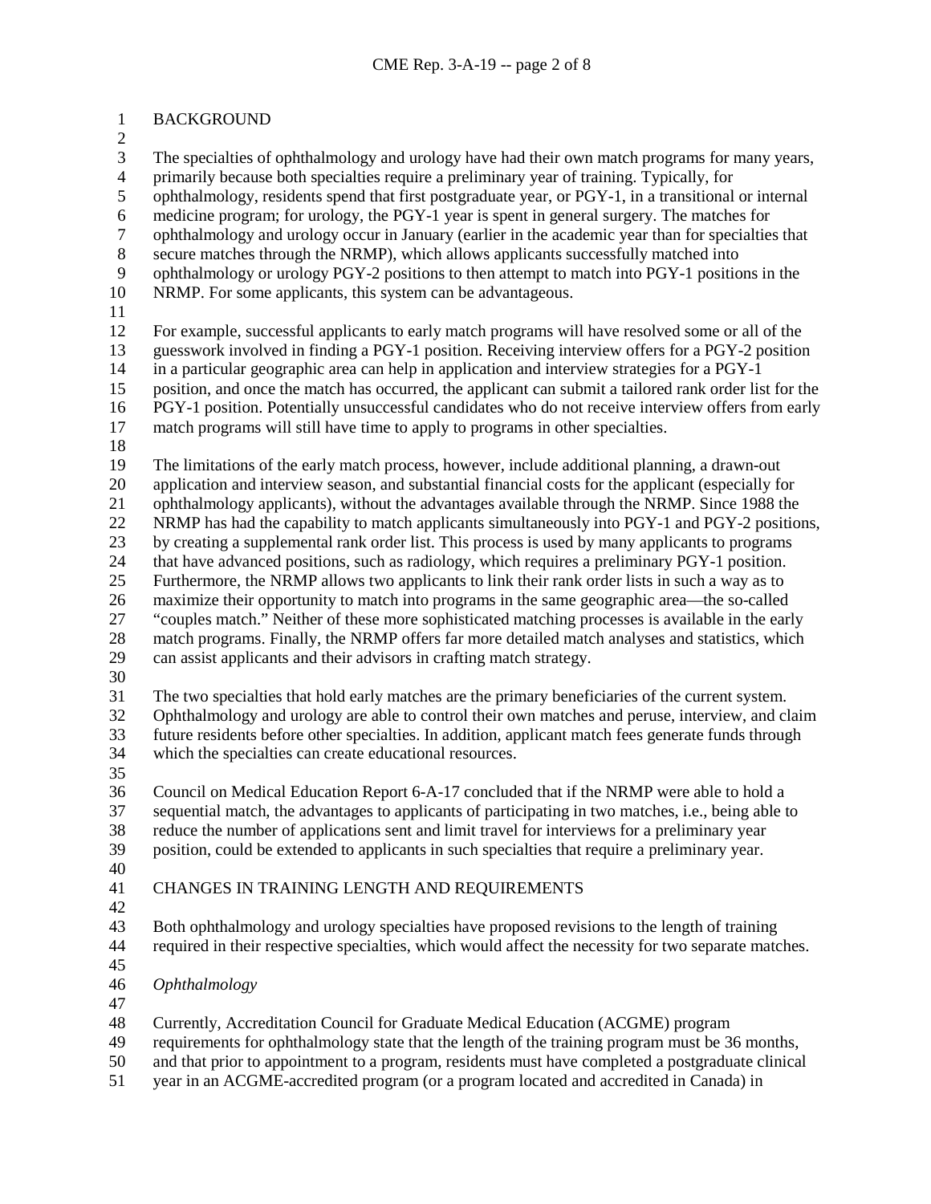## BACKGROUND

The specialties of ophthalmology and urology have had their own match programs for many years, primarily because both specialties require a preliminary year of training. Typically, for ophthalmology, residents spend that first postgraduate year, or PGY-1, in a transitional or internal medicine program; for urology, the PGY-1 year is spent in general surgery. The matches for ophthalmology and urology occur in January (earlier in the academic year than for specialties that secure matches through the NRMP), which allows applicants successfully matched into ophthalmology or urology PGY-2 positions to then attempt to match into PGY-1 positions in the NRMP. For some applicants, this system can be advantageous.

For example, successful applicants to early match programs will have resolved some or all of the guesswork involved in finding a PGY-1 position. Receiving interview offers for a PGY-2 position in a particular geographic area can help in application and interview strategies for a PGY-1 position, and once the match has occurred, the applicant can submit a tailored rank order list for the PGY-1 position. Potentially unsuccessful candidates who do not receive interview offers from early match programs will still have time to apply to programs in other specialties.

The limitations of the early match process, however, include additional planning, a drawn-out application and interview season, and substantial financial costs for the applicant (especially for ophthalmology applicants), without the advantages available through the NRMP. Since 1988 the NRMP has had the capability to match applicants simultaneously into PGY-1 and PGY-2 positions, by creating a supplemental rank order list. This process is used by many applicants to programs that have advanced positions, such as radiology, which requires a preliminary PGY-1 position. Furthermore, the NRMP allows two applicants to link their rank order lists in such a way as to maximize their opportunity to match into programs in the same geographic area—the so-called "couples match." Neither of these more sophisticated matching processes is available in the early match programs. Finally, the NRMP offers far more detailed match analyses and statistics, which can assist applicants and their advisors in crafting match strategy.

The two specialties that hold early matches are the primary beneficiaries of the current system. Ophthalmology and urology are able to control their own matches and peruse, interview, and claim future residents before other specialties. In addition, applicant match fees generate funds through which the specialties can create educational resources.

Council on Medical Education Report 6-A-17 concluded that if the NRMP were able to hold a sequential match, the advantages to applicants of participating in two matches, i.e., being able to reduce the number of applications sent and limit travel for interviews for a preliminary year position, could be extended to applicants in such specialties that require a preliminary year.

## CHANGES IN TRAINING LENGTH AND REQUIREMENTS

Both ophthalmology and urology specialties have proposed revisions to the length of training required in their respective specialties, which would affect the necessity for two separate matches.

### *Ophthalmology*

Currently, Accreditation Council for Graduate Medical Education (ACGME) program requirements for ophthalmology state that the length of the training program must be 36 months, and that prior to appointment to a program, residents must have completed a postgraduate clinical year in an ACGME-accredited program (or a program located and accredited in Canada) in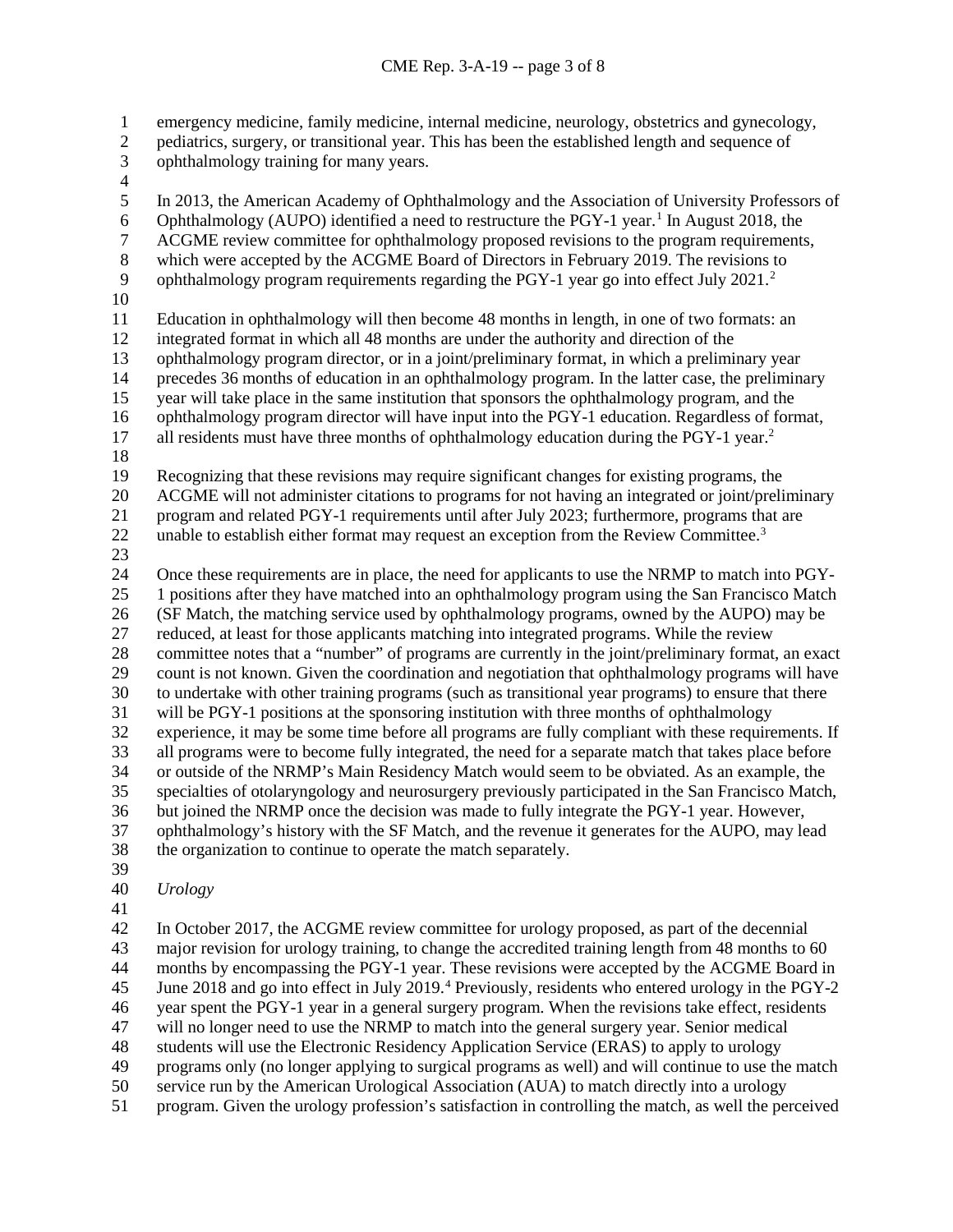emergency medicine, family medicine, internal medicine, neurology, obstetrics and gynecology, pediatrics, surgery, or transitional year. This has been the established length and sequence of ophthalmology training for many years.

In 2013, the American Academy of Ophthalmology and the Association of University Professors of Ophthalmology (AUPO) identified a need to restructure the PGY-1 year.[1] In August 2018, the ACGME review committee for ophthalmology proposed revisions to the program requirements, which were accepted by the ACGME Board of Directors in February 2019. The revisions to ophthalmology program requirements regarding the PGY-1 year go into effect July 2021.[2]

Education in ophthalmology will then become 48 months in length, in one of two formats: an integrated format in which all 48 months are under the authority and direction of the ophthalmology program director, or in a joint/preliminary format, in which a preliminary year precedes 36 months of education in an ophthalmology program. In the latter case, the preliminary year will take place in the same institution that sponsors the ophthalmology program, and the ophthalmology program director will have input into the PGY-1 education. Regardless of format, all residents must have three months of ophthalmology education during the PGY-1 year.[2]

Recognizing that these revisions may require significant changes for existing programs, the ACGME will not administer citations to programs for not having an integrated or joint/preliminary program and related PGY-1 requirements until after July 2023; furthermore, programs that are unable to establish either format may request an exception from the Review Committee.[3]

Once these requirements are in place, the need for applicants to use the NRMP to match into PGY-1 positions after they have matched into an ophthalmology program using the San Francisco Match (SF Match, the matching service used by ophthalmology programs, owned by the AUPO) may be reduced, at least for those applicants matching into integrated programs. While the review committee notes that a "number" of programs are currently in the joint/preliminary format, an exact count is not known. Given the coordination and negotiation that ophthalmology programs will have to undertake with other training programs (such as transitional year programs) to ensure that there will be PGY-1 positions at the sponsoring institution with three months of ophthalmology experience, it may be some time before all programs are fully compliant with these requirements. If all programs were to become fully integrated, the need for a separate match that takes place before or outside of the NRMP's Main Residency Match would seem to be obviated. As an example, the specialties of otolaryngology and neurosurgery previously participated in the San Francisco Match, but joined the NRMP once the decision was made to fully integrate the PGY-1 year. However, ophthalmology's history with the SF Match, and the revenue it generates for the AUPO, may lead the organization to continue to operate the match separately.

*Urology*

In October 2017, the ACGME review committee for urology proposed, as part of the decennial major revision for urology training, to change the accredited training length from 48 months to 60 months by encompassing the PGY-1 year. These revisions were accepted by the ACGME Board in June 2018 and go into effect in July 2019.[4] Previously, residents who entered urology in the PGY-2 year spent the PGY-1 year in a general surgery program. When the revisions take effect, residents will no longer need to use the NRMP to match into the general surgery year. Senior medical students will use the Electronic Residency Application Service (ERAS) to apply to urology programs only (no longer applying to surgical programs as well) and will continue to use the match service run by the American Urological Association (AUA) to match directly into a urology program. Given the urology profession's satisfaction in controlling the match, as well the perceived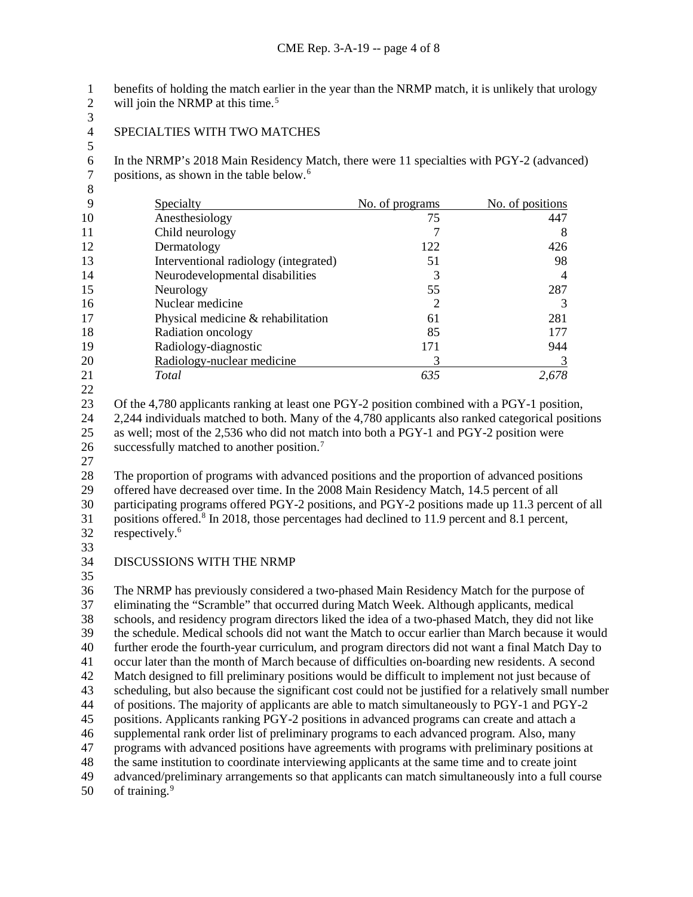benefits of holding the match earlier in the year than the NRMP match, it is unlikely that urology will join the NRMP at this time.[5]

## SPECIALTIES WITH TWO MATCHES

In the NRMP's 2018 Main Residency Match, there were 11 specialties with PGY-2 (advanced) positions, as shown in the table below.[6]

| Specialty | No. of programs | No. of positions |
|---|---|---|
| Anesthesiology | 75 | 447 |
| Child neurology | 7 | 8 |
| Dermatology | 122 | 426 |
| Interventional radiology (integrated) | 51 | 98 |
| Neurodevelopmental disabilities | 3 | 4 |
| Neurology | 55 | 287 |
| Nuclear medicine | 2 | 3 |
| Physical medicine & rehabilitation | 61 | 281 |
| Radiation oncology | 85 | 177 |
| Radiology-diagnostic | 171 | 944 |
| Radiology-nuclear medicine | 3 | 3 |
| *Total* | *635* | *2,678* |

Of the 4,780 applicants ranking at least one PGY-2 position combined with a PGY-1 position, 2,244 individuals matched to both. Many of the 4,780 applicants also ranked categorical positions as well; most of the 2,536 who did not match into both a PGY-1 and PGY-2 position were successfully matched to another position.[7]

The proportion of programs with advanced positions and the proportion of advanced positions offered have decreased over time. In the 2008 Main Residency Match, 14.5 percent of all participating programs offered PGY-2 positions, and PGY-2 positions made up 11.3 percent of all positions offered.[8] In 2018, those percentages had declined to 11.9 percent and 8.1 percent, respectively.[6]

## DISCUSSIONS WITH THE NRMP

The NRMP has previously considered a two-phased Main Residency Match for the purpose of eliminating the "Scramble" that occurred during Match Week. Although applicants, medical schools, and residency program directors liked the idea of a two-phased Match, they did not like the schedule. Medical schools did not want the Match to occur earlier than March because it would further erode the fourth-year curriculum, and program directors did not want a final Match Day to occur later than the month of March because of difficulties on-boarding new residents. A second Match designed to fill preliminary positions would be difficult to implement not just because of scheduling, but also because the significant cost could not be justified for a relatively small number of positions. The majority of applicants are able to match simultaneously to PGY-1 and PGY-2 positions. Applicants ranking PGY-2 positions in advanced programs can create and attach a supplemental rank order list of preliminary programs to each advanced program. Also, many programs with advanced positions have agreements with programs with preliminary positions at the same institution to coordinate interviewing applicants at the same time and to create joint advanced/preliminary arrangements so that applicants can match simultaneously into a full course of training.[9]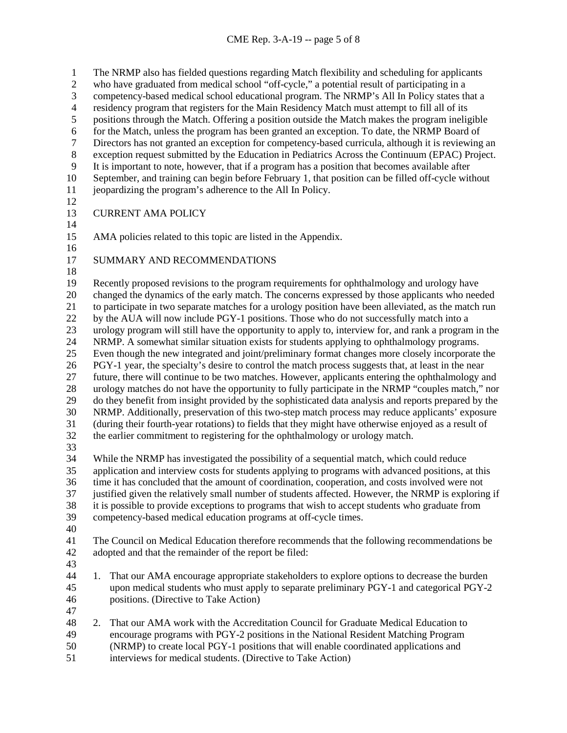The NRMP also has fielded questions regarding Match flexibility and scheduling for applicants who have graduated from medical school "off-cycle," a potential result of participating in a competency-based medical school educational program. The NRMP's All In Policy states that a residency program that registers for the Main Residency Match must attempt to fill all of its positions through the Match. Offering a position outside the Match makes the program ineligible for the Match, unless the program has been granted an exception. To date, the NRMP Board of Directors has not granted an exception for competency-based curricula, although it is reviewing an exception request submitted by the Education in Pediatrics Across the Continuum (EPAC) Project. It is important to note, however, that if a program has a position that becomes available after September, and training can begin before February 1, that position can be filled off-cycle without jeopardizing the program's adherence to the All In Policy.

## CURRENT AMA POLICY

AMA policies related to this topic are listed in the Appendix.

## SUMMARY AND RECOMMENDATIONS

Recently proposed revisions to the program requirements for ophthalmology and urology have changed the dynamics of the early match. The concerns expressed by those applicants who needed to participate in two separate matches for a urology position have been alleviated, as the match run by the AUA will now include PGY-1 positions. Those who do not successfully match into a urology program will still have the opportunity to apply to, interview for, and rank a program in the NRMP. A somewhat similar situation exists for students applying to ophthalmology programs. Even though the new integrated and joint/preliminary format changes more closely incorporate the PGY-1 year, the specialty's desire to control the match process suggests that, at least in the near future, there will continue to be two matches. However, applicants entering the ophthalmology and urology matches do not have the opportunity to fully participate in the NRMP "couples match," nor do they benefit from insight provided by the sophisticated data analysis and reports prepared by the NRMP. Additionally, preservation of this two-step match process may reduce applicants' exposure (during their fourth-year rotations) to fields that they might have otherwise enjoyed as a result of the earlier commitment to registering for the ophthalmology or urology match.

While the NRMP has investigated the possibility of a sequential match, which could reduce application and interview costs for students applying to programs with advanced positions, at this time it has concluded that the amount of coordination, cooperation, and costs involved were not justified given the relatively small number of students affected. However, the NRMP is exploring if it is possible to provide exceptions to programs that wish to accept students who graduate from competency-based medical education programs at off-cycle times.

The Council on Medical Education therefore recommends that the following recommendations be adopted and that the remainder of the report be filed:

1. That our AMA encourage appropriate stakeholders to explore options to decrease the burden upon medical students who must apply to separate preliminary PGY-1 and categorical PGY-2 positions. (Directive to Take Action)

2. That our AMA work with the Accreditation Council for Graduate Medical Education to encourage programs with PGY-2 positions in the National Resident Matching Program (NRMP) to create local PGY-1 positions that will enable coordinated applications and interviews for medical students. (Directive to Take Action)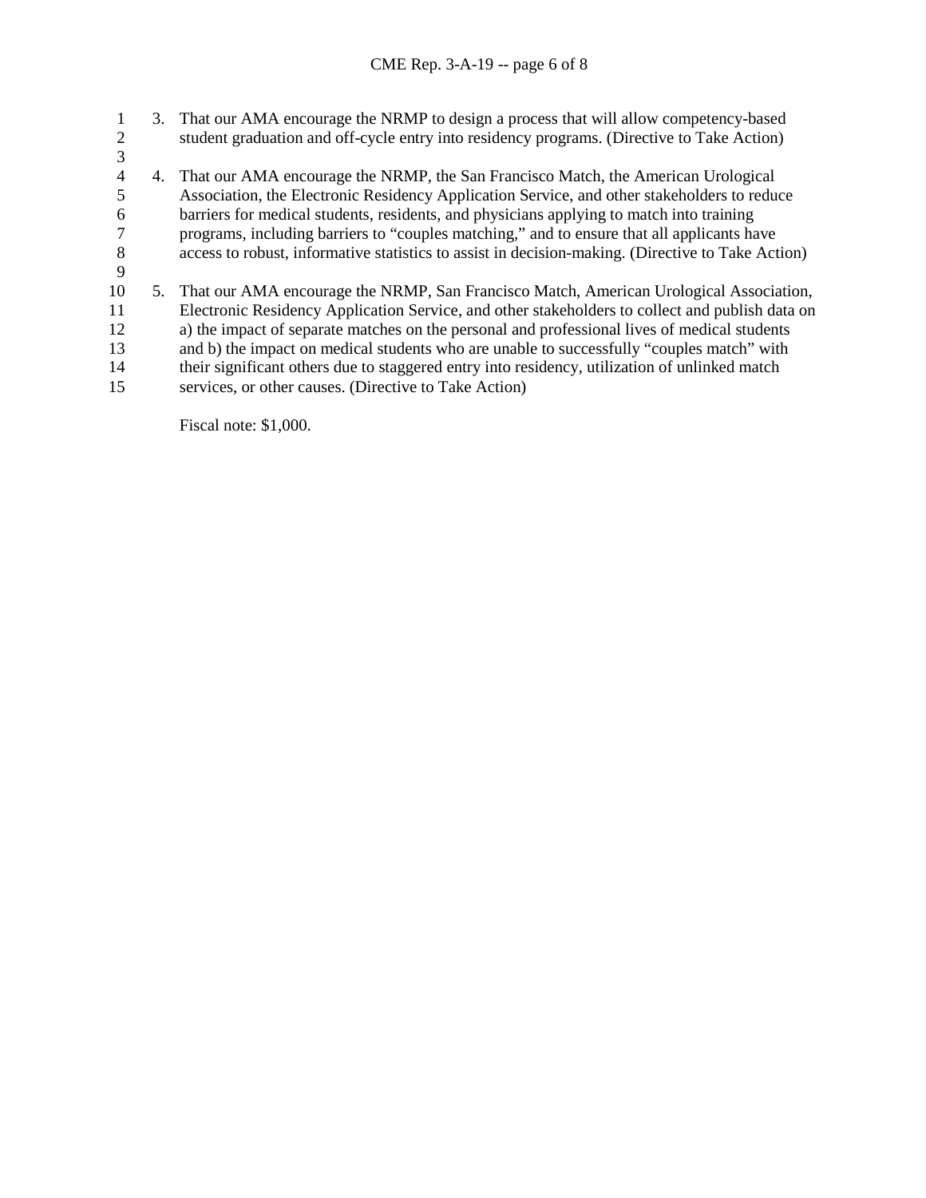3. That our AMA encourage the NRMP to design a process that will allow competency-based student graduation and off-cycle entry into residency programs. (Directive to Take Action)

4. That our AMA encourage the NRMP, the San Francisco Match, the American Urological Association, the Electronic Residency Application Service, and other stakeholders to reduce barriers for medical students, residents, and physicians applying to match into training programs, including barriers to "couples matching," and to ensure that all applicants have access to robust, informative statistics to assist in decision-making. (Directive to Take Action)

5. That our AMA encourage the NRMP, San Francisco Match, American Urological Association, Electronic Residency Application Service, and other stakeholders to collect and publish data on a) the impact of separate matches on the personal and professional lives of medical students and b) the impact on medical students who are unable to successfully "couples match" with their significant others due to staggered entry into residency, utilization of unlinked match services, or other causes. (Directive to Take Action)

Fiscal note: $1,000.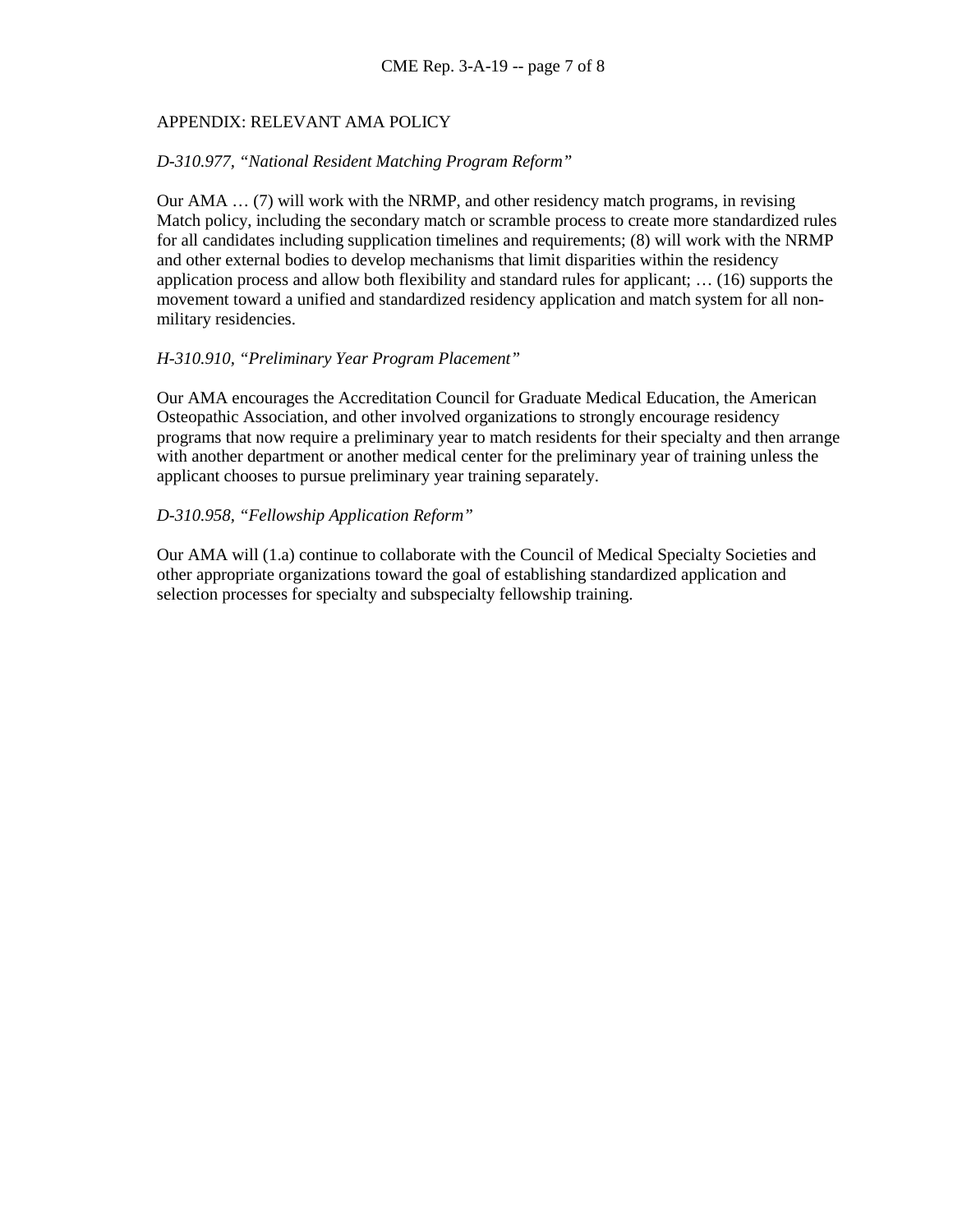## APPENDIX: RELEVANT AMA POLICY

*D-310.977, "National Resident Matching Program Reform"*

Our AMA … (7) will work with the NRMP, and other residency match programs, in revising Match policy, including the secondary match or scramble process to create more standardized rules for all candidates including supplication timelines and requirements; (8) will work with the NRMP and other external bodies to develop mechanisms that limit disparities within the residency application process and allow both flexibility and standard rules for applicant; … (16) supports the movement toward a unified and standardized residency application and match system for all non-military residencies.

*H-310.910, "Preliminary Year Program Placement"*

Our AMA encourages the Accreditation Council for Graduate Medical Education, the American Osteopathic Association, and other involved organizations to strongly encourage residency programs that now require a preliminary year to match residents for their specialty and then arrange with another department or another medical center for the preliminary year of training unless the applicant chooses to pursue preliminary year training separately.

*D-310.958, "Fellowship Application Reform"*

Our AMA will (1.a) continue to collaborate with the Council of Medical Specialty Societies and other appropriate organizations toward the goal of establishing standardized application and selection processes for specialty and subspecialty fellowship training.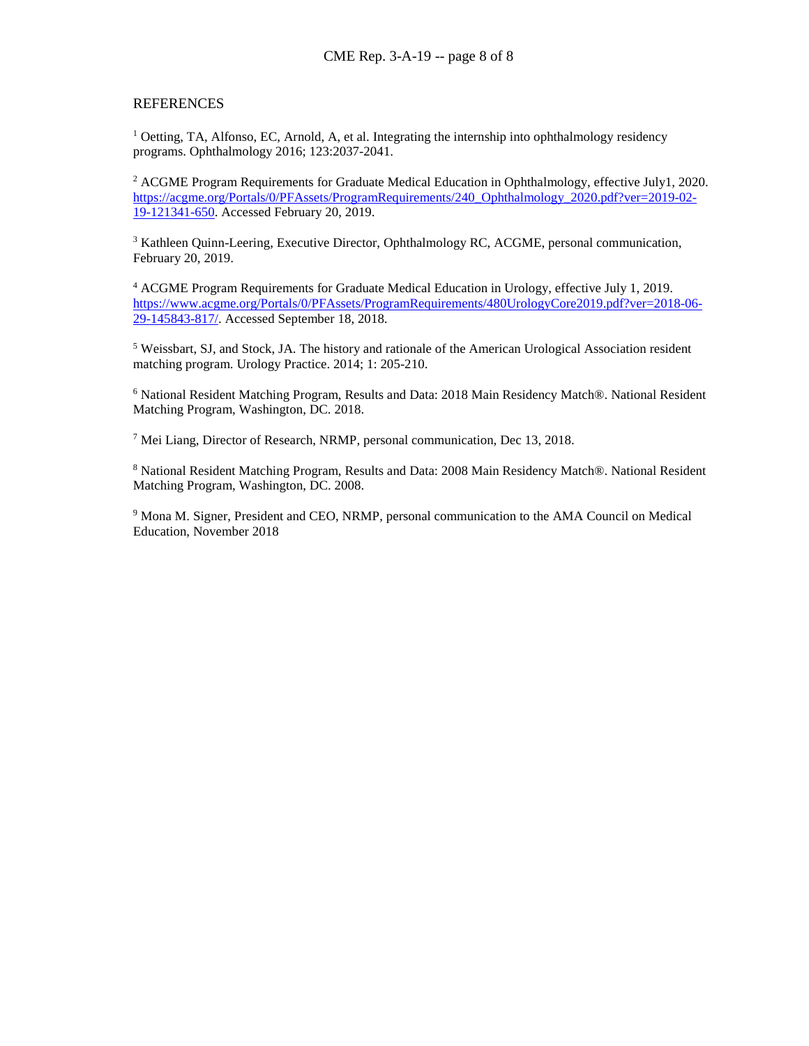## REFERENCES

[1] Oetting, TA, Alfonso, EC, Arnold, A, et al. Integrating the internship into ophthalmology residency programs. Ophthalmology 2016; 123:2037-2041.

[2] ACGME Program Requirements for Graduate Medical Education in Ophthalmology, effective July1, 2020. https://acgme.org/Portals/0/PFAssets/ProgramRequirements/240_Ophthalmology_2020.pdf?ver=2019-02-19-121341-650. Accessed February 20, 2019.

[3] Kathleen Quinn-Leering, Executive Director, Ophthalmology RC, ACGME, personal communication, February 20, 2019.

[4] ACGME Program Requirements for Graduate Medical Education in Urology, effective July 1, 2019. https://www.acgme.org/Portals/0/PFAssets/ProgramRequirements/480UrologyCore2019.pdf?ver=2018-06-29-145843-817/. Accessed September 18, 2018.

[5] Weissbart, SJ, and Stock, JA. The history and rationale of the American Urological Association resident matching program. Urology Practice. 2014; 1: 205-210.

[6] National Resident Matching Program, Results and Data: 2018 Main Residency Match®. National Resident Matching Program, Washington, DC. 2018.

[7] Mei Liang, Director of Research, NRMP, personal communication, Dec 13, 2018.

[8] National Resident Matching Program, Results and Data: 2008 Main Residency Match®. National Resident Matching Program, Washington, DC. 2008.

[9] Mona M. Signer, President and CEO, NRMP, personal communication to the AMA Council on Medical Education, November 2018